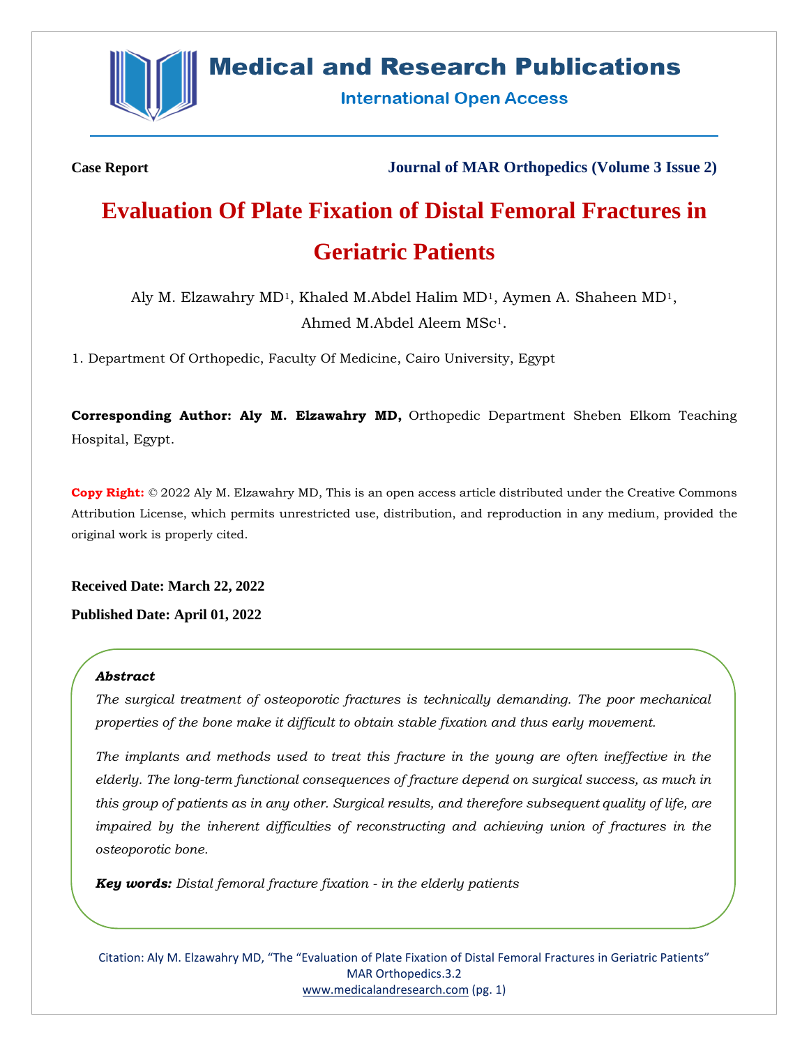Case Report

Journal of MAR Orthopedics (Volume 3 Issue 2)

# Evaluation Of Plate Fixation of Distal Femoral Fractures in Geriatric Patients

Aly M. Elzawahry MD[1], Khaled M.Abdel Halim MD[1], Aymen A. Shaheen MD[1], Ahmed M.Abdel Aleem MSc[1].

1. Department Of Orthopedic, Faculty Of Medicine, Cairo University, Egypt

**Corresponding Author: Aly M. Elzawahry MD,** Orthopedic Department Sheben Elkom Teaching Hospital, Egypt.

**Copy Right:** © 2022 Aly M. Elzawahry MD, This is an open access article distributed under the Creative Commons Attribution License, which permits unrestricted use, distribution, and reproduction in any medium, provided the original work is properly cited.

**Received Date: March 22, 2022**

**Published Date: April 01, 2022**

***Abstract***

*The surgical treatment of osteoporotic fractures is technically demanding. The poor mechanical properties of the bone make it difficult to obtain stable fixation and thus early movement.*

*The implants and methods used to treat this fracture in the young are often ineffective in the elderly. The long-term functional consequences of fracture depend on surgical success, as much in this group of patients as in any other. Surgical results, and therefore subsequent quality of life, are impaired by the inherent difficulties of reconstructing and achieving union of fractures in the osteoporotic bone.*

***Key words:*** *Distal femoral fracture fixation - in the elderly patients*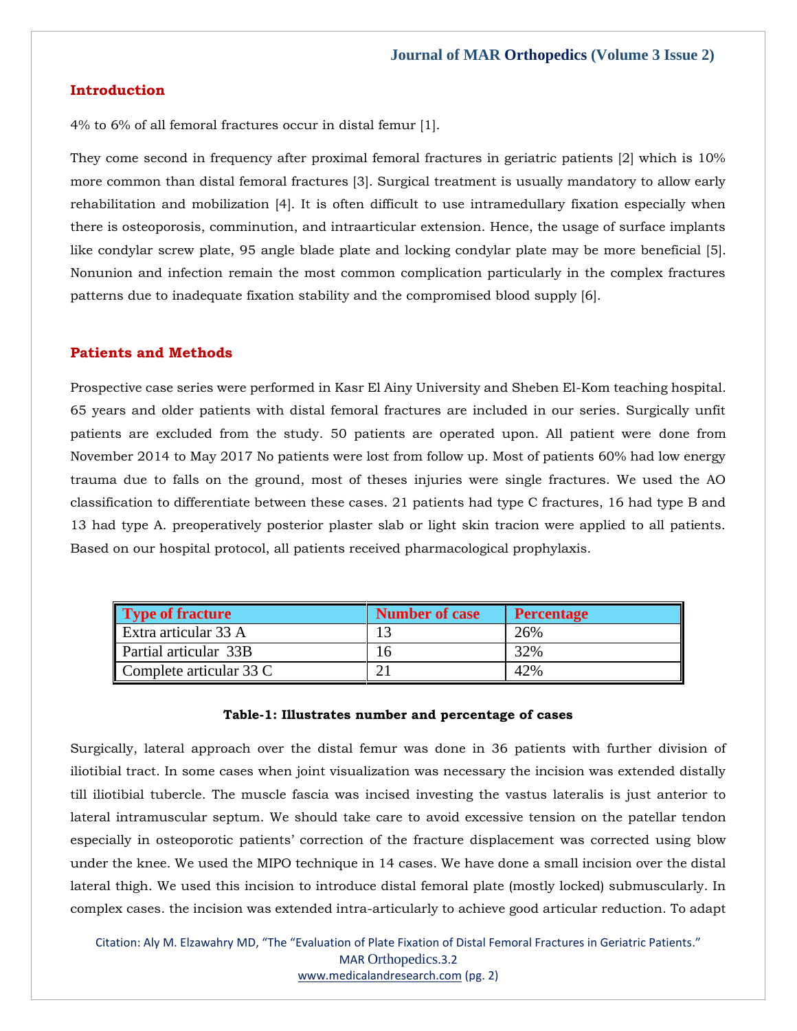## Introduction

4% to 6% of all femoral fractures occur in distal femur [1].

They come second in frequency after proximal femoral fractures in geriatric patients [2] which is 10% more common than distal femoral fractures [3]. Surgical treatment is usually mandatory to allow early rehabilitation and mobilization [4]. It is often difficult to use intramedullary fixation especially when there is osteoporosis, comminution, and intraarticular extension. Hence, the usage of surface implants like condylar screw plate, 95 angle blade plate and locking condylar plate may be more beneficial [5]. Nonunion and infection remain the most common complication particularly in the complex fractures patterns due to inadequate fixation stability and the compromised blood supply [6].

## Patients and Methods

Prospective case series were performed in Kasr El Ainy University and Sheben El-Kom teaching hospital. 65 years and older patients with distal femoral fractures are included in our series. Surgically unfit patients are excluded from the study. 50 patients are operated upon. All patient were done from November 2014 to May 2017 No patients were lost from follow up. Most of patients 60% had low energy trauma due to falls on the ground, most of theses injuries were single fractures. We used the AO classification to differentiate between these cases. 21 patients had type C fractures, 16 had type B and 13 had type A. preoperatively posterior plaster slab or light skin tracion were applied to all patients. Based on our hospital protocol, all patients received pharmacological prophylaxis.

| Type of fracture | Number of case | Percentage |
|---|---|---|
| Extra articular 33 A | 13 | 26% |
| Partial articular 33B | 16 | 32% |
| Complete articular 33 C | 21 | 42% |

**Table-1: Illustrates number and percentage of cases**

Surgically, lateral approach over the distal femur was done in 36 patients with further division of iliotibial tract. In some cases when joint visualization was necessary the incision was extended distally till iliotibial tubercle. The muscle fascia was incised investing the vastus lateralis is just anterior to lateral intramuscular septum. We should take care to avoid excessive tension on the patellar tendon especially in osteoporotic patients' correction of the fracture displacement was corrected using blow under the knee. We used the MIPO technique in 14 cases. We have done a small incision over the distal lateral thigh. We used this incision to introduce distal femoral plate (mostly locked) submuscularly. In complex cases. the incision was extended intra-articularly to achieve good articular reduction. To adapt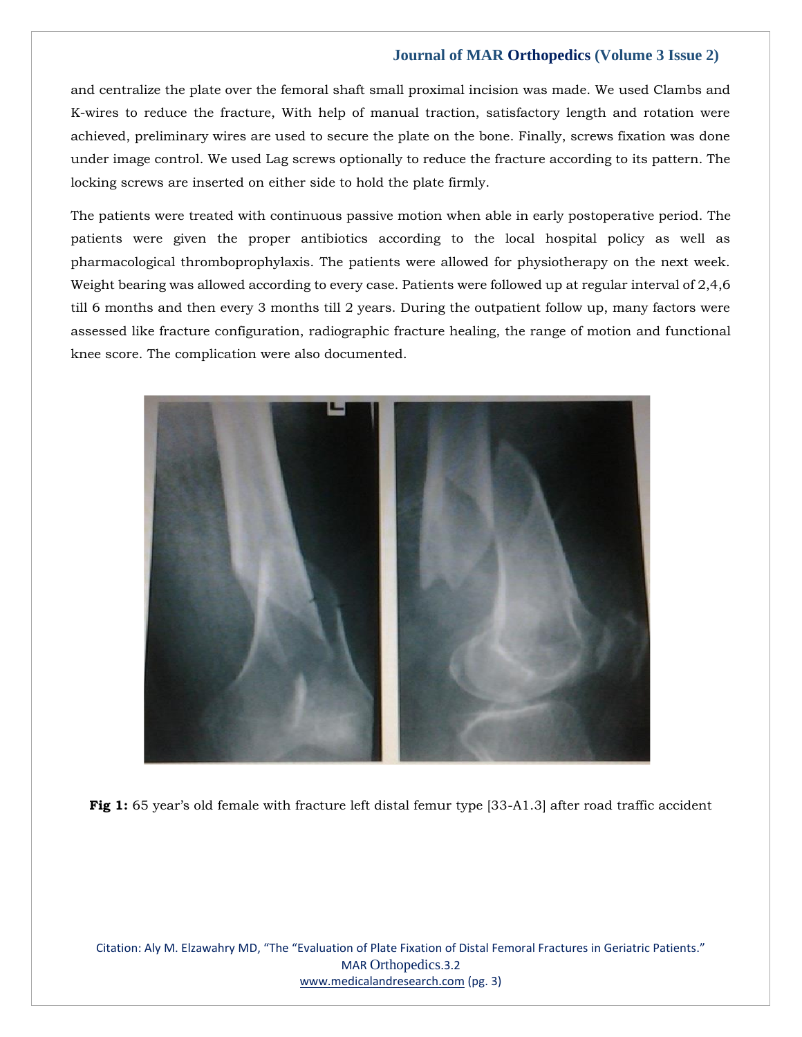and centralize the plate over the femoral shaft small proximal incision was made. We used Clambs and K-wires to reduce the fracture, With help of manual traction, satisfactory length and rotation were achieved, preliminary wires are used to secure the plate on the bone. Finally, screws fixation was done under image control. We used Lag screws optionally to reduce the fracture according to its pattern. The locking screws are inserted on either side to hold the plate firmly.

The patients were treated with continuous passive motion when able in early postoperative period. The patients were given the proper antibiotics according to the local hospital policy as well as pharmacological thromboprophylaxis. The patients were allowed for physiotherapy on the next week. Weight bearing was allowed according to every case. Patients were followed up at regular interval of 2,4,6 till 6 months and then every 3 months till 2 years. During the outpatient follow up, many factors were assessed like fracture configuration, radiographic fracture healing, the range of motion and functional knee score. The complication were also documented.

**Fig 1:** 65 year's old female with fracture left distal femur type [33-A1.3] after road traffic accident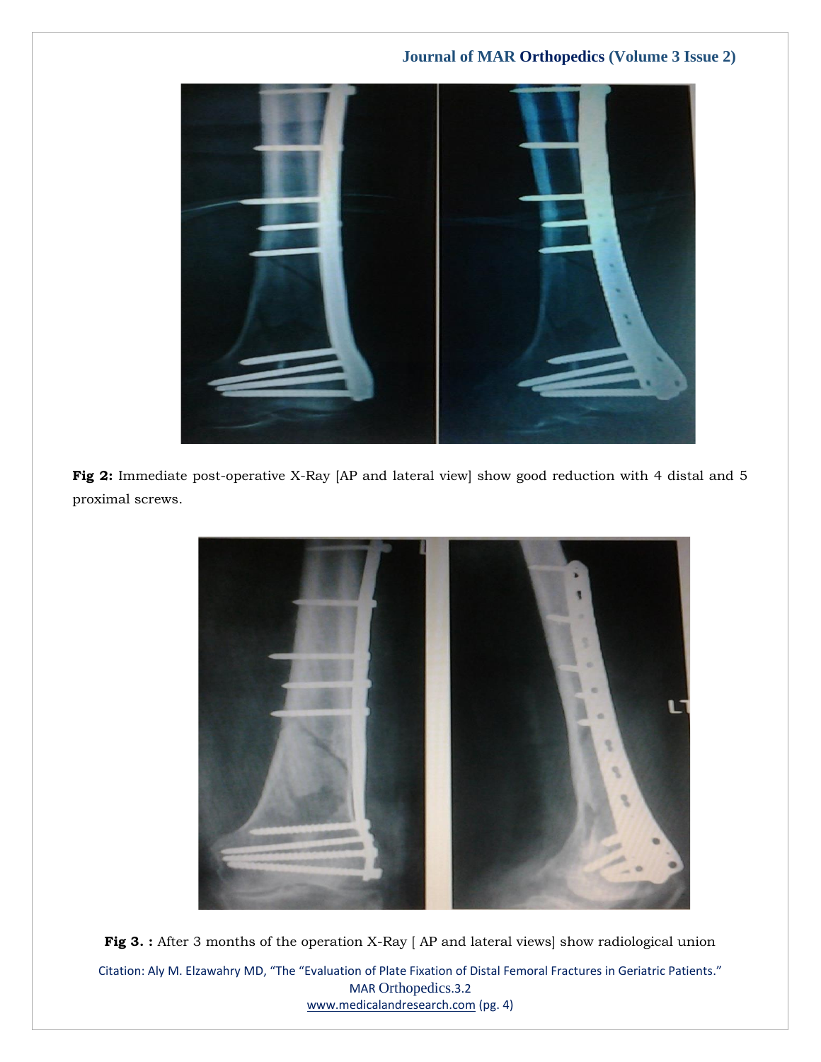**Fig 2:** Immediate post-operative X-Ray [AP and lateral view] show good reduction with 4 distal and 5 proximal screws.

**Fig 3. :** After 3 months of the operation X-Ray [ AP and lateral views] show radiological union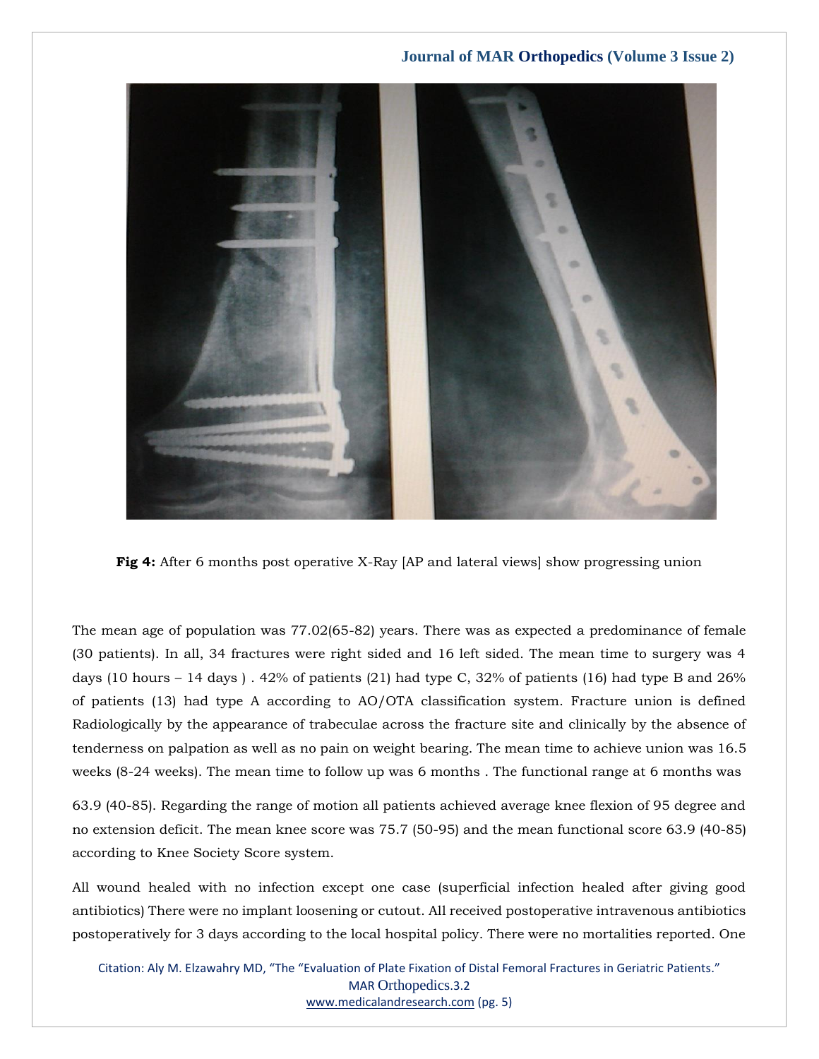**Fig 4:** After 6 months post operative X-Ray [AP and lateral views] show progressing union

The mean age of population was 77.02(65-82) years. There was as expected a predominance of female (30 patients). In all, 34 fractures were right sided and 16 left sided. The mean time to surgery was 4 days (10 hours – 14 days ) . 42% of patients (21) had type C, 32% of patients (16) had type B and 26% of patients (13) had type A according to AO/OTA classification system. Fracture union is defined Radiologically by the appearance of trabeculae across the fracture site and clinically by the absence of tenderness on palpation as well as no pain on weight bearing. The mean time to achieve union was 16.5 weeks (8-24 weeks). The mean time to follow up was 6 months . The functional range at 6 months was

63.9 (40-85). Regarding the range of motion all patients achieved average knee flexion of 95 degree and no extension deficit. The mean knee score was 75.7 (50-95) and the mean functional score 63.9 (40-85) according to Knee Society Score system.

All wound healed with no infection except one case (superficial infection healed after giving good antibiotics) There were no implant loosening or cutout. All received postoperative intravenous antibiotics postoperatively for 3 days according to the local hospital policy. There were no mortalities reported. One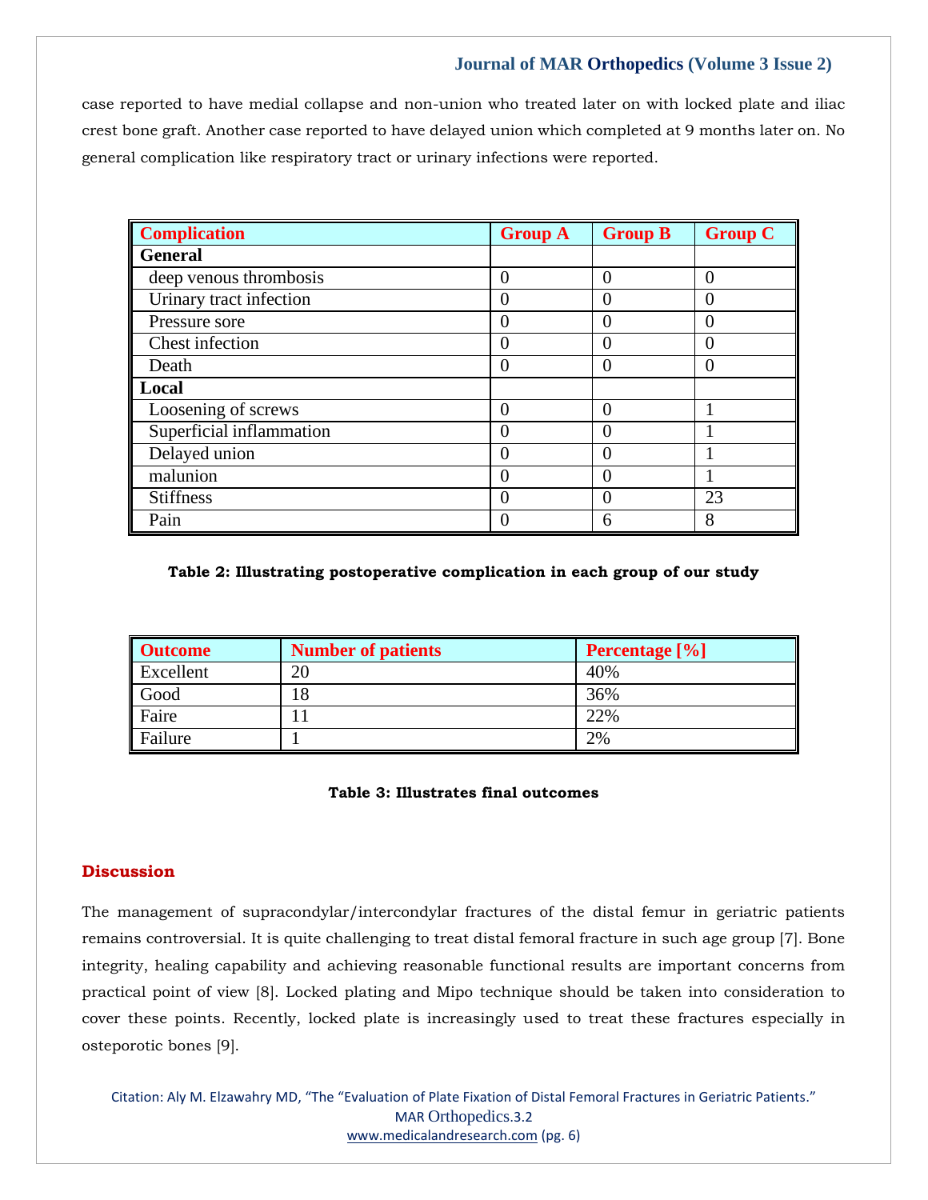case reported to have medial collapse and non-union who treated later on with locked plate and iliac crest bone graft. Another case reported to have delayed union which completed at 9 months later on. No general complication like respiratory tract or urinary infections were reported.

| Complication | Group A | Group B | Group C |
|---|---|---|---|
| **General** | | | |
| deep venous thrombosis | 0 | 0 | 0 |
| Urinary tract infection | 0 | 0 | 0 |
| Pressure sore | 0 | 0 | 0 |
| Chest infection | 0 | 0 | 0 |
| Death | 0 | 0 | 0 |
| **Local** | | | |
| Loosening of screws | 0 | 0 | 1 |
| Superficial inflammation | 0 | 0 | 1 |
| Delayed union | 0 | 0 | 1 |
| malunion | 0 | 0 | 1 |
| Stiffness | 0 | 0 | 23 |
| Pain | 0 | 6 | 8 |

**Table 2: Illustrating postoperative complication in each group of our study**

| Outcome | Number of patients | Percentage [%] |
|---|---|---|
| Excellent | 20 | 40% |
| Good | 18 | 36% |
| Faire | 11 | 22% |
| Failure | 1 | 2% |

**Table 3: Illustrates final outcomes**

## Discussion

The management of supracondylar/intercondylar fractures of the distal femur in geriatric patients remains controversial. It is quite challenging to treat distal femoral fracture in such age group [7]. Bone integrity, healing capability and achieving reasonable functional results are important concerns from practical point of view [8]. Locked plating and Mipo technique should be taken into consideration to cover these points. Recently, locked plate is increasingly used to treat these fractures especially in osteoporotic bones [9].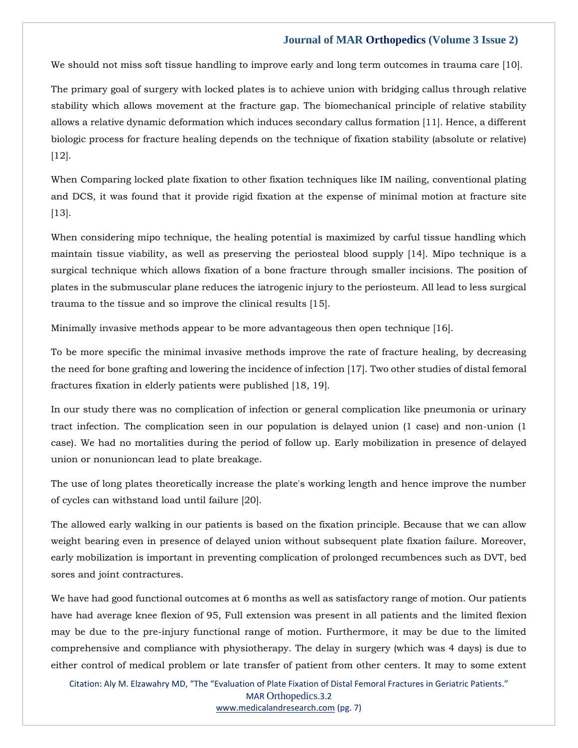We should not miss soft tissue handling to improve early and long term outcomes in trauma care [10].

The primary goal of surgery with locked plates is to achieve union with bridging callus through relative stability which allows movement at the fracture gap. The biomechanical principle of relative stability allows a relative dynamic deformation which induces secondary callus formation [11]. Hence, a different biologic process for fracture healing depends on the technique of fixation stability (absolute or relative) [12].

When Comparing locked plate fixation to other fixation techniques like IM nailing, conventional plating and DCS, it was found that it provide rigid fixation at the expense of minimal motion at fracture site [13].

When considering mipo technique, the healing potential is maximized by carful tissue handling which maintain tissue viability, as well as preserving the periosteal blood supply [14]. Mipo technique is a surgical technique which allows fixation of a bone fracture through smaller incisions. The position of plates in the submuscular plane reduces the iatrogenic injury to the periosteum. All lead to less surgical trauma to the tissue and so improve the clinical results [15].

Minimally invasive methods appear to be more advantageous then open technique [16].

To be more specific the minimal invasive methods improve the rate of fracture healing, by decreasing the need for bone grafting and lowering the incidence of infection [17]. Two other studies of distal femoral fractures fixation in elderly patients were published [18, 19].

In our study there was no complication of infection or general complication like pneumonia or urinary tract infection. The complication seen in our population is delayed union (1 case) and non-union (1 case). We had no mortalities during the period of follow up. Early mobilization in presence of delayed union or nonunioncan lead to plate breakage.

The use of long plates theoretically increase the plate's working length and hence improve the number of cycles can withstand load until failure [20].

The allowed early walking in our patients is based on the fixation principle. Because that we can allow weight bearing even in presence of delayed union without subsequent plate fixation failure. Moreover, early mobilization is important in preventing complication of prolonged recumbences such as DVT, bed sores and joint contractures.

We have had good functional outcomes at 6 months as well as satisfactory range of motion. Our patients have had average knee flexion of 95, Full extension was present in all patients and the limited flexion may be due to the pre-injury functional range of motion. Furthermore, it may be due to the limited comprehensive and compliance with physiotherapy. The delay in surgery (which was 4 days) is due to either control of medical problem or late transfer of patient from other centers. It may to some extent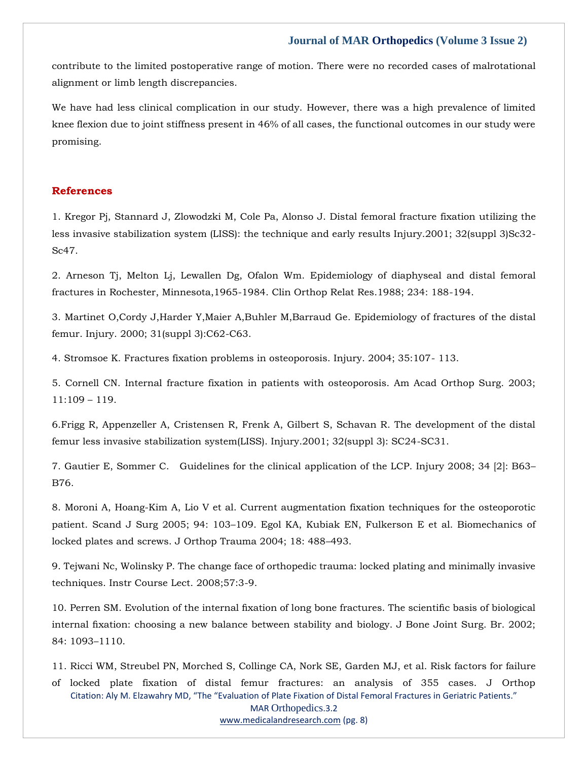contribute to the limited postoperative range of motion. There were no recorded cases of malrotational alignment or limb length discrepancies.

We have had less clinical complication in our study. However, there was a high prevalence of limited knee flexion due to joint stiffness present in 46% of all cases, the functional outcomes in our study were promising.

## References

1. Kregor Pj, Stannard J, Zlowodzki M, Cole Pa, Alonso J. Distal femoral fracture fixation utilizing the less invasive stabilization system (LISS): the technique and early results Injury.2001; 32(suppl 3)Sc32-Sc47.

2. Arneson Tj, Melton Lj, Lewallen Dg, Ofalon Wm. Epidemiology of diaphyseal and distal femoral fractures in Rochester, Minnesota,1965-1984. Clin Orthop Relat Res.1988; 234: 188-194.

3. Martinet O,Cordy J,Harder Y,Maier A,Buhler M,Barraud Ge. Epidemiology of fractures of the distal femur. Injury. 2000; 31(suppl 3):C62-C63.

4. Stromsoe K. Fractures fixation problems in osteoporosis. Injury. 2004; 35:107- 113.

5. Cornell CN. Internal fracture fixation in patients with osteoporosis. Am Acad Orthop Surg. 2003; 11:109 – 119.

6.Frigg R, Appenzeller A, Cristensen R, Frenk A, Gilbert S, Schavan R. The development of the distal femur less invasive stabilization system(LISS). Injury.2001; 32(suppl 3): SC24-SC31.

7. Gautier E, Sommer C. Guidelines for the clinical application of the LCP. Injury 2008; 34 [2]: B63–B76.

8. Moroni A, Hoang-Kim A, Lio V et al. Current augmentation fixation techniques for the osteoporotic patient. Scand J Surg 2005; 94: 103–109. Egol KA, Kubiak EN, Fulkerson E et al. Biomechanics of locked plates and screws. J Orthop Trauma 2004; 18: 488–493.

9. Tejwani Nc, Wolinsky P. The change face of orthopedic trauma: locked plating and minimally invasive techniques. Instr Course Lect. 2008;57:3-9.

10. Perren SM. Evolution of the internal fixation of long bone fractures. The scientific basis of biological internal fixation: choosing a new balance between stability and biology. J Bone Joint Surg. Br. 2002; 84: 1093–1110.

11. Ricci WM, Streubel PN, Morched S, Collinge CA, Nork SE, Garden MJ, et al. Risk factors for failure of locked plate fixation of distal femur fractures: an analysis of 355 cases. J Orthop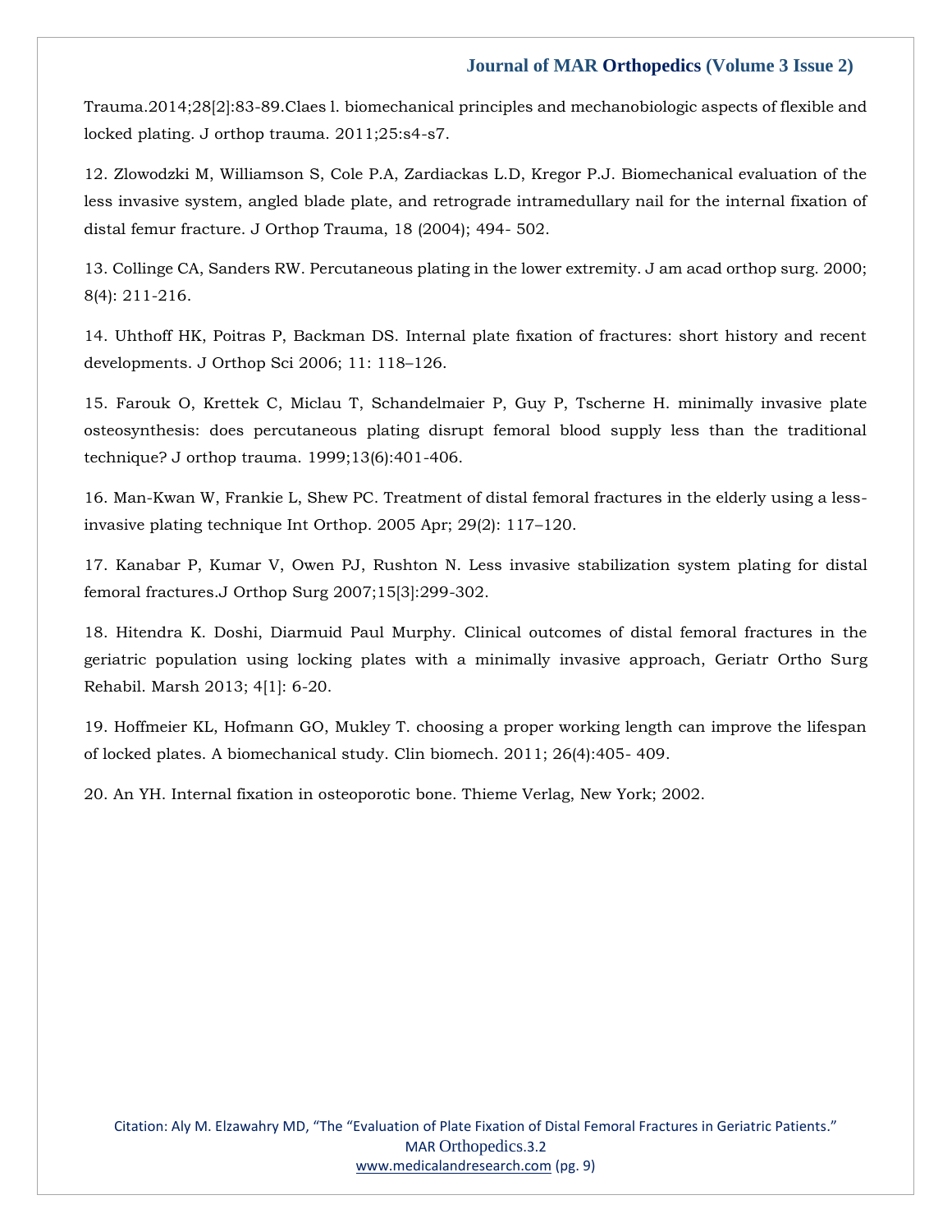Trauma.2014;28[2]:83-89.Claes l. biomechanical principles and mechanobiologic aspects of flexible and locked plating. J orthop trauma. 2011;25:s4-s7.

12. Zlowodzki M, Williamson S, Cole P.A, Zardiackas L.D, Kregor P.J. Biomechanical evaluation of the less invasive system, angled blade plate, and retrograde intramedullary nail for the internal fixation of distal femur fracture. J Orthop Trauma, 18 (2004); 494- 502.

13. Collinge CA, Sanders RW. Percutaneous plating in the lower extremity. J am acad orthop surg. 2000; 8(4): 211-216.

14. Uhthoff HK, Poitras P, Backman DS. Internal plate fixation of fractures: short history and recent developments. J Orthop Sci 2006; 11: 118–126.

15. Farouk O, Krettek C, Miclau T, Schandelmaier P, Guy P, Tscherne H. minimally invasive plate osteosynthesis: does percutaneous plating disrupt femoral blood supply less than the traditional technique? J orthop trauma. 1999;13(6):401-406.

16. Man-Kwan W, Frankie L, Shew PC. Treatment of distal femoral fractures in the elderly using a less-invasive plating technique Int Orthop. 2005 Apr; 29(2): 117–120.

17. Kanabar P, Kumar V, Owen PJ, Rushton N. Less invasive stabilization system plating for distal femoral fractures.J Orthop Surg 2007;15[3]:299-302.

18. Hitendra K. Doshi, Diarmuid Paul Murphy. Clinical outcomes of distal femoral fractures in the geriatric population using locking plates with a minimally invasive approach, Geriatr Ortho Surg Rehabil. Marsh 2013; 4[1]: 6-20.

19. Hoffmeier KL, Hofmann GO, Mukley T. choosing a proper working length can improve the lifespan of locked plates. A biomechanical study. Clin biomech. 2011; 26(4):405- 409.

20. An YH. Internal fixation in osteoporotic bone. Thieme Verlag, New York; 2002.